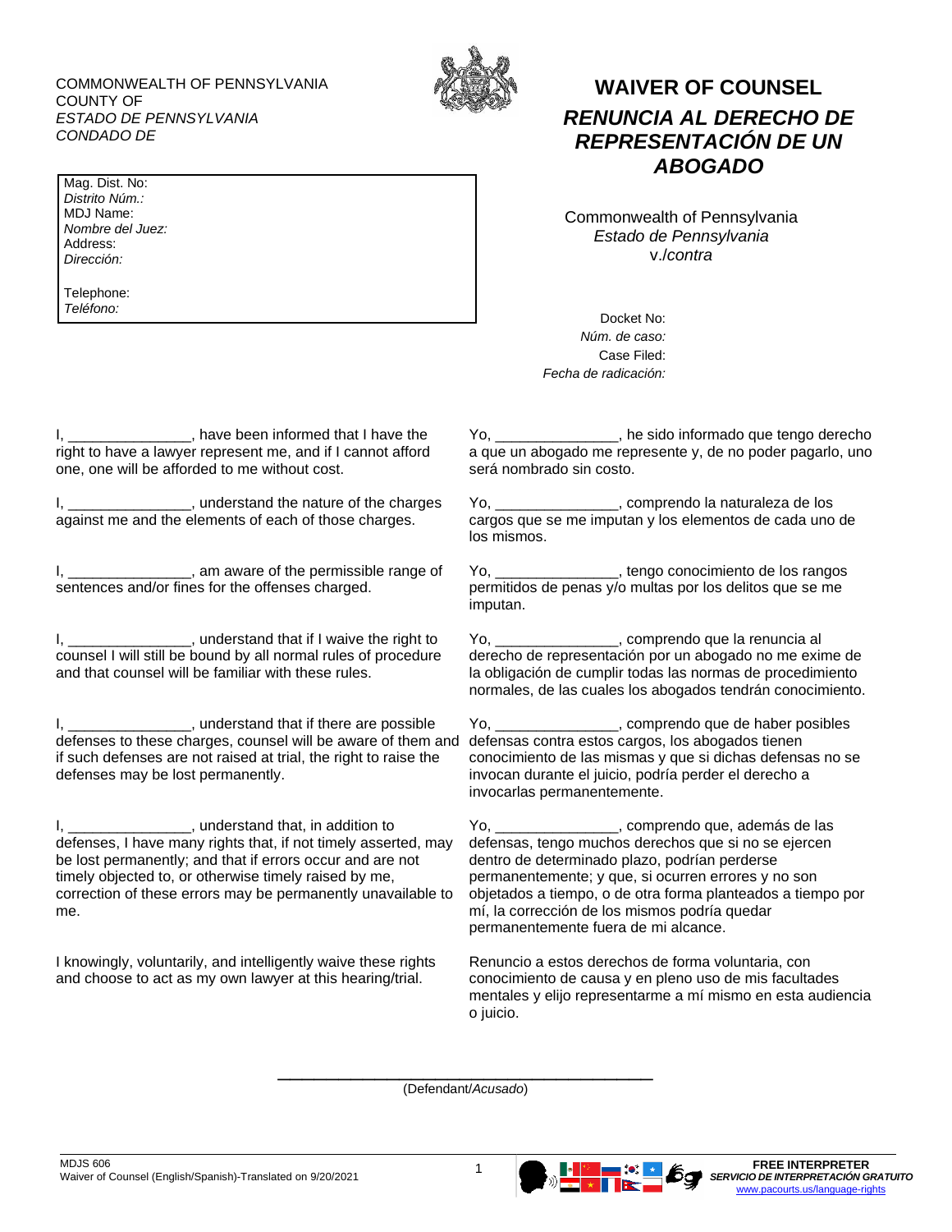COMMONWEALTH OF PENNSYLVANIA
COUNTY OF
*ESTADO DE PENNSYLVANIA*
*CONDADO DE*

# WAIVER OF COUNSEL

# *RENUNCIA AL DERECHO DE REPRESENTACIÓN DE UN ABOGADO*

Mag. Dist. No:
*Distrito Núm.:*
MDJ Name:
*Nombre del Juez:*
Address:
*Dirección:*

Telephone:
*Teléfono:*

Commonwealth of Pennsylvania
*Estado de Pennsylvania*
v./*contra*

Docket No:
*Núm. de caso:*
Case Filed:
*Fecha de radicación:*

I, _______________, have been informed that I have the right to have a lawyer represent me, and if I cannot afford one, one will be afforded to me without cost.

I, _______________, understand the nature of the charges against me and the elements of each of those charges.

I, _______________, am aware of the permissible range of sentences and/or fines for the offenses charged.

I, _______________, understand that if I waive the right to counsel I will still be bound by all normal rules of procedure and that counsel will be familiar with these rules.

I, _______________, understand that if there are possible defenses to these charges, counsel will be aware of them and if such defenses are not raised at trial, the right to raise the defenses may be lost permanently.

I, _______________, understand that, in addition to defenses, I have many rights that, if not timely asserted, may be lost permanently; and that if errors occur and are not timely objected to, or otherwise timely raised by me, correction of these errors may be permanently unavailable to me.

I knowingly, voluntarily, and intelligently waive these rights and choose to act as my own lawyer at this hearing/trial.

Yo, _______________, he sido informado que tengo derecho a que un abogado me represente y, de no poder pagarlo, uno será nombrado sin costo.

Yo, _______________, comprendo la naturaleza de los cargos que se me imputan y los elementos de cada uno de los mismos.

Yo, _______________, tengo conocimiento de los rangos permitidos de penas y/o multas por los delitos que se me imputan.

Yo, _______________, comprendo que la renuncia al derecho de representación por un abogado no me exime de la obligación de cumplir todas las normas de procedimiento normales, de las cuales los abogados tendrán conocimiento.

Yo, _______________, comprendo que de haber posibles defensas contra estos cargos, los abogados tienen conocimiento de las mismas y que si dichas defensas no se invocan durante el juicio, podría perder el derecho a invocarlas permanentemente.

Yo, _______________, comprendo que, además de las defensas, tengo muchos derechos que si no se ejercen dentro de determinado plazo, podrían perderse permanentemente; y que, si ocurren errores y no son objetados a tiempo, o de otra forma planteados a tiempo por mí, la corrección de los mismos podría quedar permanentemente fuera de mi alcance.

Renuncio a estos derechos de forma voluntaria, con conocimiento de causa y en pleno uso de mis facultades mentales y elijo representarme a mí mismo en esta audiencia o juicio.

_______________________________________
(Defendant/*Acusado*)

MDJS 606
Waiver of Counsel (English/Spanish)-Translated on 9/20/2021

**FREE INTERPRETER**
***SERVICIO DE INTERPRETACIÓN GRATUITO***
www.pacourts.us/language-rights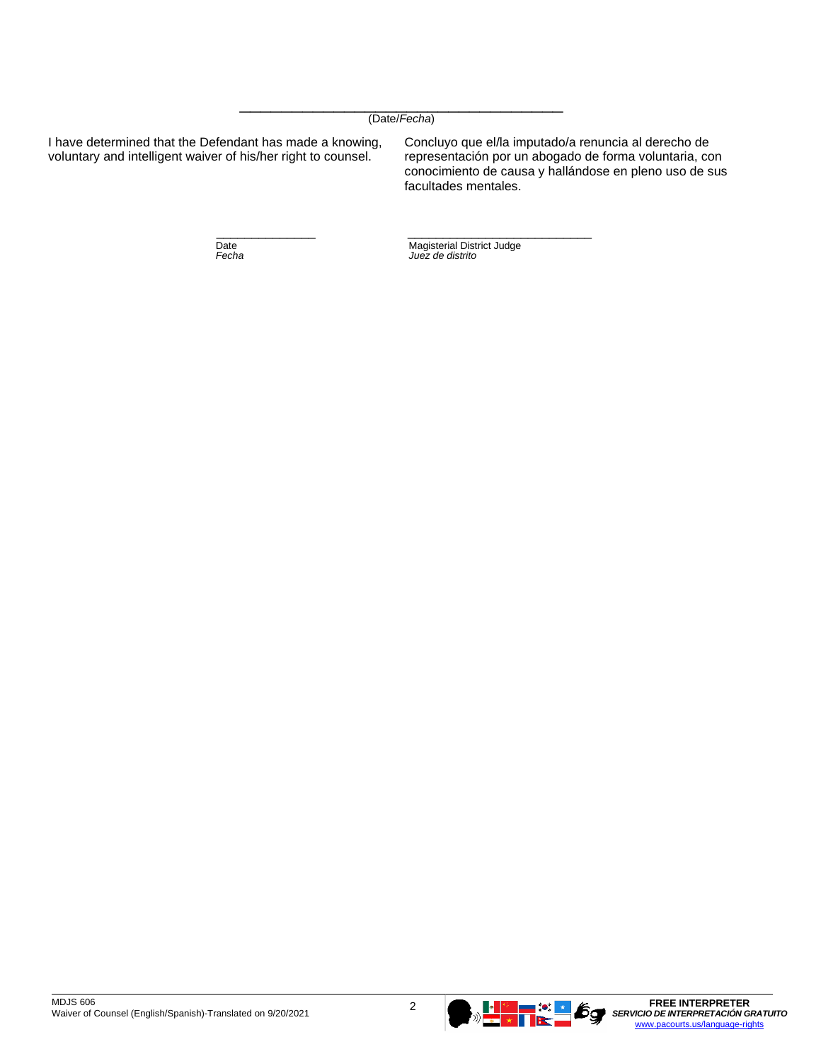\_\_\_\_\_\_\_\_\_\_\_\_\_\_\_\_\_\_\_\_\_\_\_\_\_\_\_\_\_\_\_\_\_\_\_\_\_\_

(Date/*Fecha*)

I have determined that the Defendant has made a knowing, voluntary and intelligent waiver of his/her right to counsel.

Concluyo que el/la imputado/a renuncia al derecho de representación por un abogado de forma voluntaria, con conocimiento de causa y hallándose en pleno uso de sus facultades mentales.

| | |
|---|---|
| \_\_\_\_\_\_\_\_\_\_\_\_\_\_\_\_\_\_ | \_\_\_\_\_\_\_\_\_\_\_\_\_\_\_\_\_\_\_\_\_\_\_\_\_\_\_\_\_\_\_\_ |
| Date<br>*Fecha* | Magisterial District Judge<br>*Juez de distrito* |

MDJS 606
Waiver of Counsel (English/Spanish)-Translated on 9/20/2021

**FREE INTERPRETER**
***SERVICIO DE INTERPRETACIÓN GRATUITO***
www.pacourts.us/language-rights